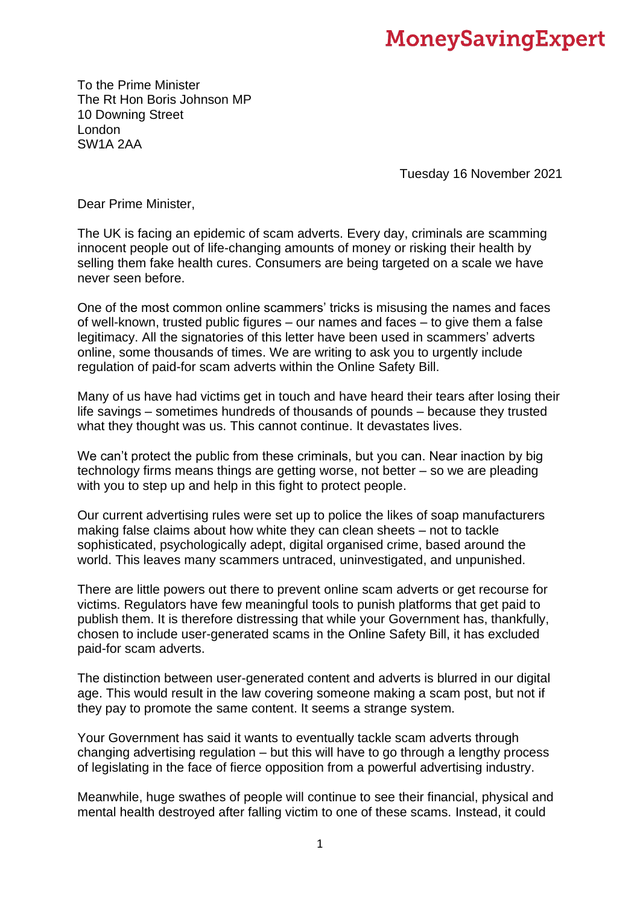**MoneySavingExpert**

To the Prime Minister
The Rt Hon Boris Johnson MP
10 Downing Street
London
SW1A 2AA

Tuesday 16 November 2021

Dear Prime Minister,

The UK is facing an epidemic of scam adverts. Every day, criminals are scamming innocent people out of life-changing amounts of money or risking their health by selling them fake health cures. Consumers are being targeted on a scale we have never seen before.

One of the most common online scammers' tricks is misusing the names and faces of well-known, trusted public figures – our names and faces – to give them a false legitimacy. All the signatories of this letter have been used in scammers' adverts online, some thousands of times. We are writing to ask you to urgently include regulation of paid-for scam adverts within the Online Safety Bill.

Many of us have had victims get in touch and have heard their tears after losing their life savings – sometimes hundreds of thousands of pounds – because they trusted what they thought was us. This cannot continue. It devastates lives.

We can't protect the public from these criminals, but you can. Near inaction by big technology firms means things are getting worse, not better – so we are pleading with you to step up and help in this fight to protect people.

Our current advertising rules were set up to police the likes of soap manufacturers making false claims about how white they can clean sheets – not to tackle sophisticated, psychologically adept, digital organised crime, based around the world. This leaves many scammers untraced, uninvestigated, and unpunished.

There are little powers out there to prevent online scam adverts or get recourse for victims. Regulators have few meaningful tools to punish platforms that get paid to publish them. It is therefore distressing that while your Government has, thankfully, chosen to include user-generated scams in the Online Safety Bill, it has excluded paid-for scam adverts.

The distinction between user-generated content and adverts is blurred in our digital age. This would result in the law covering someone making a scam post, but not if they pay to promote the same content. It seems a strange system.

Your Government has said it wants to eventually tackle scam adverts through changing advertising regulation – but this will have to go through a lengthy process of legislating in the face of fierce opposition from a powerful advertising industry.

Meanwhile, huge swathes of people will continue to see their financial, physical and mental health destroyed after falling victim to one of these scams. Instead, it could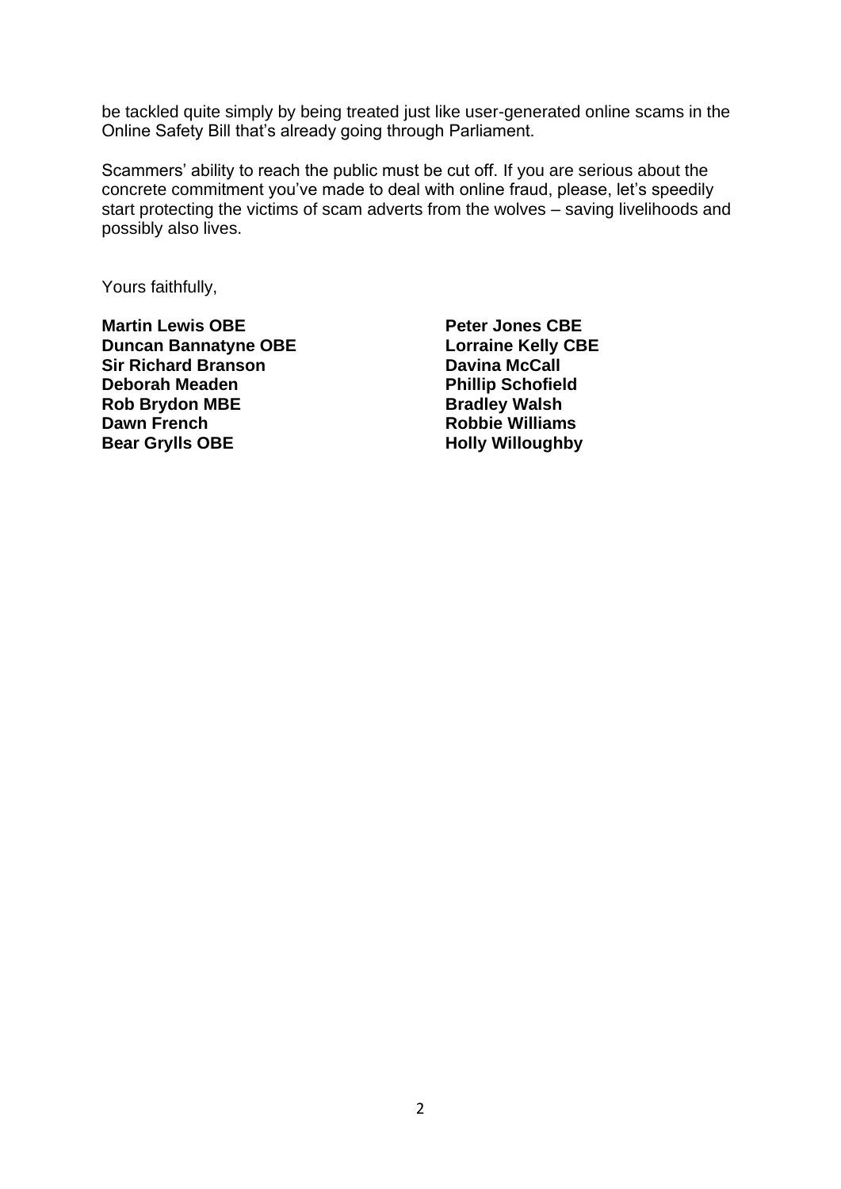be tackled quite simply by being treated just like user-generated online scams in the Online Safety Bill that's already going through Parliament.

Scammers' ability to reach the public must be cut off. If you are serious about the concrete commitment you've made to deal with online fraud, please, let's speedily start protecting the victims of scam adverts from the wolves – saving livelihoods and possibly also lives.

Yours faithfully,

**Martin Lewis OBE**
**Duncan Bannatyne OBE**
**Sir Richard Branson**
**Deborah Meaden**
**Rob Brydon MBE**
**Dawn French**
**Bear Grylls OBE**
**Peter Jones CBE**
**Lorraine Kelly CBE**
**Davina McCall**
**Phillip Schofield**
**Bradley Walsh**
**Robbie Williams**
**Holly Willoughby**